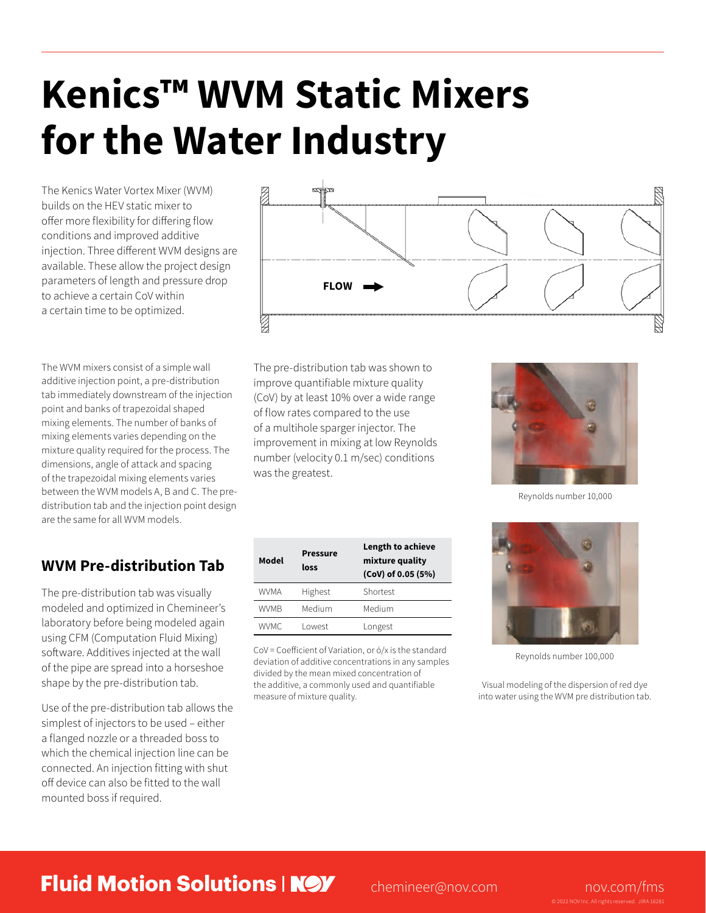# Kenics™ WVM Static Mixers for the Water Industry

The Kenics Water Vortex Mixer (WVM) builds on the HEV static mixer to offer more flexibility for differing flow conditions and improved additive injection. Three different WVM designs are available. These allow the project design parameters of length and pressure drop to achieve a certain CoV within a certain time to be optimized.

FLOW

The WVM mixers consist of a simple wall additive injection point, a pre-distribution tab immediately downstream of the injection point and banks of trapezoidal shaped mixing elements. The number of banks of mixing elements varies depending on the mixture quality required for the process. The dimensions, angle of attack and spacing of the trapezoidal mixing elements varies between the WVM models A, B and C. The pre-distribution tab and the injection point design are the same for all WVM models.

## WVM Pre-distribution Tab

The pre-distribution tab was visually modeled and optimized in Chemineer's laboratory before being modeled again using CFM (Computation Fluid Mixing) software. Additives injected at the wall of the pipe are spread into a horseshoe shape by the pre-distribution tab.

Use of the pre-distribution tab allows the simplest of injectors to be used – either a flanged nozzle or a threaded boss to which the chemical injection line can be connected. An injection fitting with shut off device can also be fitted to the wall mounted boss if required.

The pre-distribution tab was shown to improve quantifiable mixture quality (CoV) by at least 10% over a wide range of flow rates compared to the use of a multihole sparger injector. The improvement in mixing at low Reynolds number (velocity 0.1 m/sec) conditions was the greatest.

| Model | Pressure loss | Length to achieve mixture quality (CoV) of 0.05 (5%) |
|---|---|---|
| WVMA | Highest | Shortest |
| WVMB | Medium | Medium |
| WVMC | Lowest | Longest |

CoV = Coefficient of Variation, or $\sigma/\bar{x}$ is the standard deviation of additive concentrations in any samples divided by the mean mixed concentration of the additive, a commonly used and quantifiable measure of mixture quality.

Reynolds number 10,000

Reynolds number 100,000

Visual modeling of the dispersion of red dye into water using the WVM pre distribution tab.

**Fluid Motion Solutions | NOV**

chemineer@nov.com

nov.com/fms

© 2022 NOV Inc. All rights reserved. JIRA 16281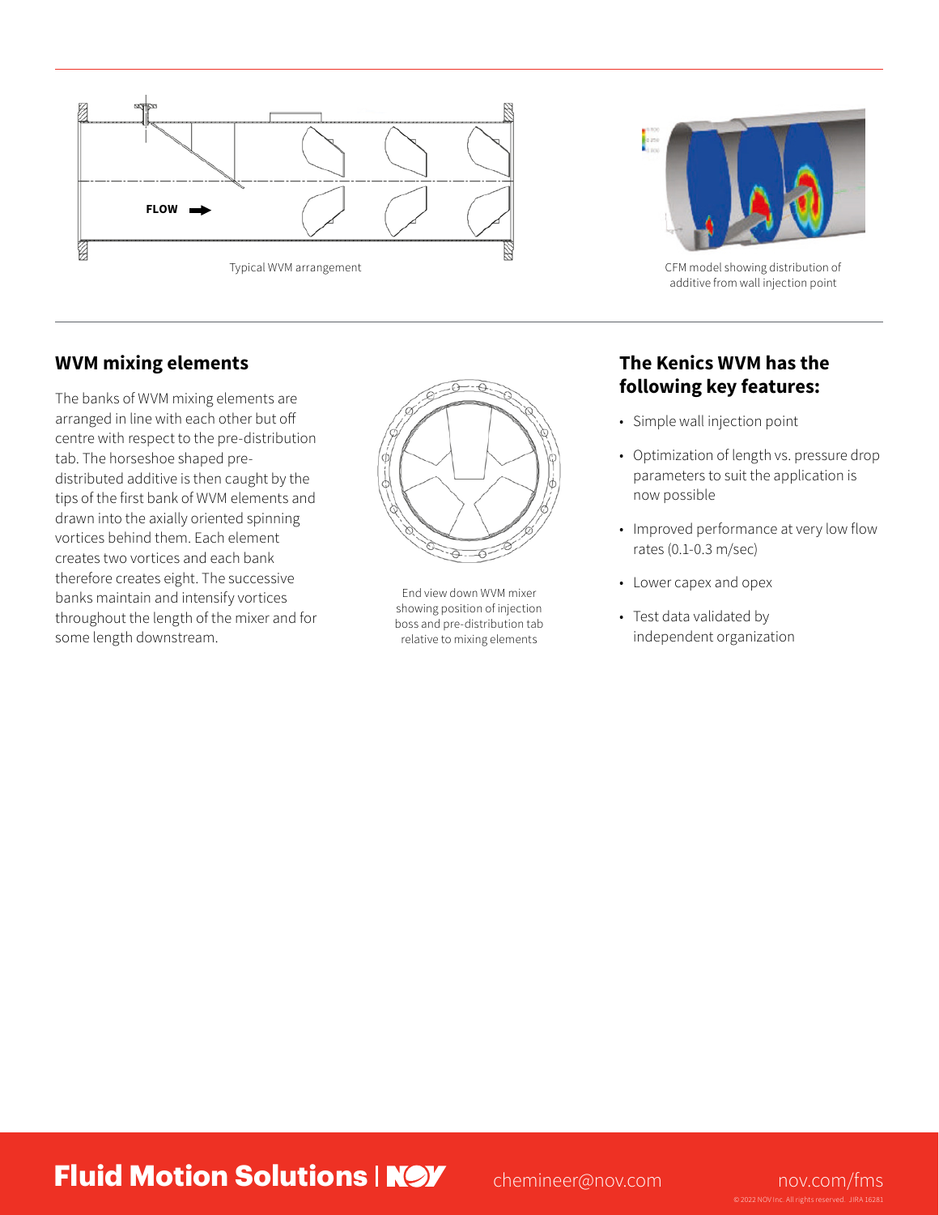FLOW

Typical WVM arrangement

CFM model showing distribution of additive from wall injection point

## WVM mixing elements

The banks of WVM mixing elements are arranged in line with each other but off centre with respect to the pre-distribution tab. The horseshoe shaped pre-distributed additive is then caught by the tips of the first bank of WVM elements and drawn into the axially oriented spinning vortices behind them. Each element creates two vortices and each bank therefore creates eight. The successive banks maintain and intensify vortices throughout the length of the mixer and for some length downstream.

End view down WVM mixer showing position of injection boss and pre-distribution tab relative to mixing elements

## The Kenics WVM has the following key features:

- Simple wall injection point
- Optimization of length vs. pressure drop parameters to suit the application is now possible
- Improved performance at very low flow rates (0.1-0.3 m/sec)
- Lower capex and opex
- Test data validated by independent organization

**Fluid Motion Solutions | NOV**

chemineer@nov.com

nov.com/fms

© 2022 NOV Inc. All rights reserved. JIRA 16281